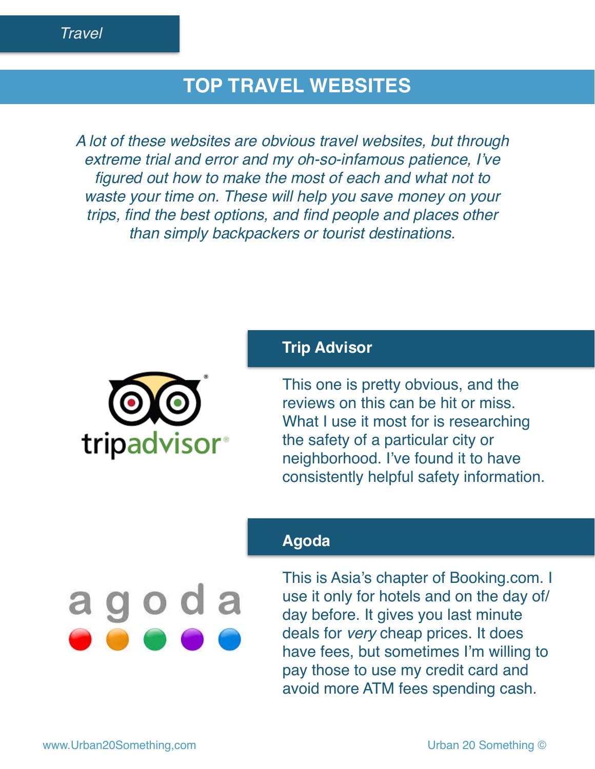Travel

# TOP TRAVEL WEBSITES

*A lot of these websites are obvious travel websites, but through extreme trial and error and my oh-so-infamous patience, I've figured out how to make the most of each and what not to waste your time on. These will help you save money on your trips, find the best options, and find people and places other than simply backpackers or tourist destinations.*

## Trip Advisor

This one is pretty obvious, and the reviews on this can be hit or miss. What I use it most for is researching the safety of a particular city or neighborhood. I've found it to have consistently helpful safety information.

## Agoda

This is Asia's chapter of Booking.com. I use it only for hotels and on the day of/ day before. It gives you last minute deals for *very* cheap prices. It does have fees, but sometimes I'm willing to pay those to use my credit card and avoid more ATM fees spending cash.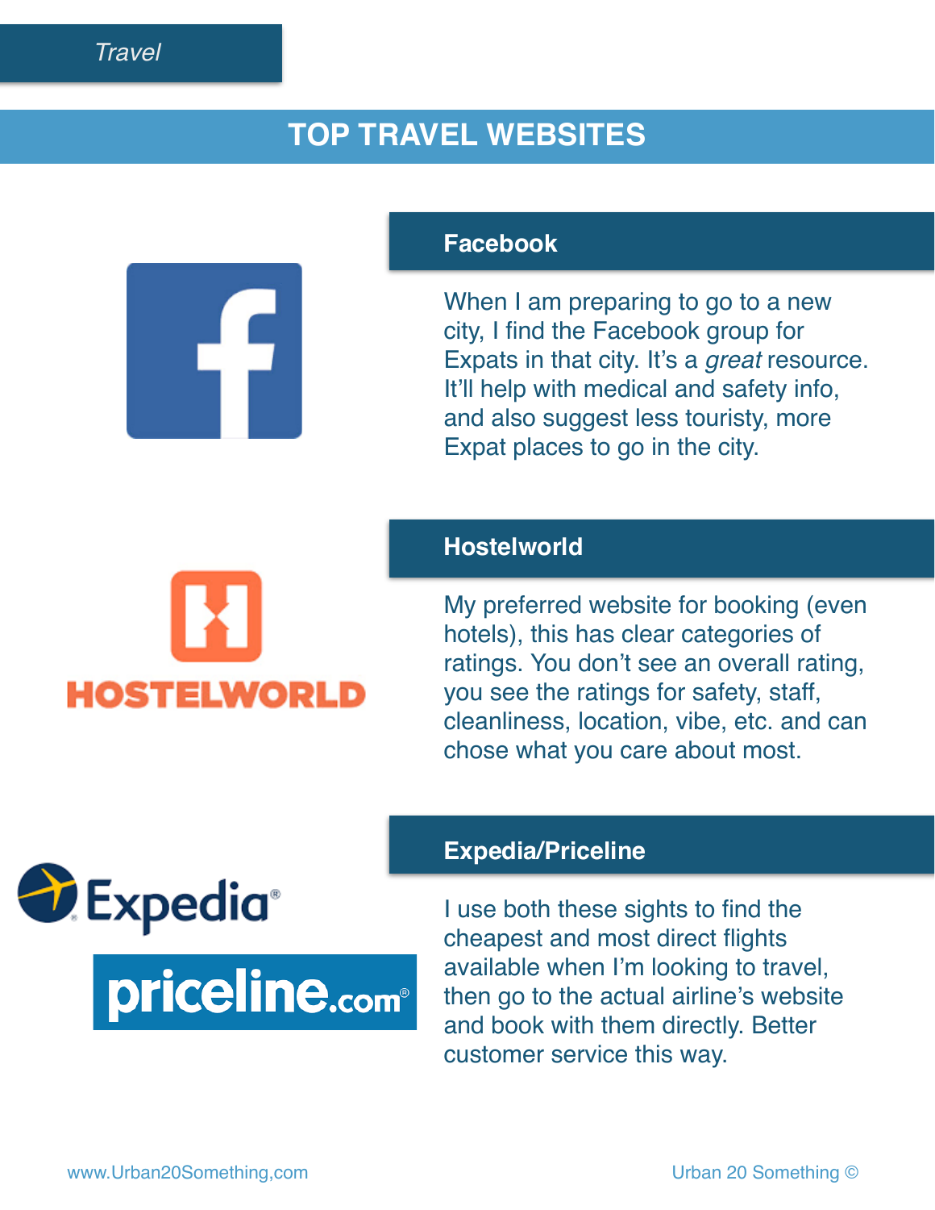*Travel*

# TOP TRAVEL WEBSITES

## Facebook

When I am preparing to go to a new city, I find the Facebook group for Expats in that city. It's a *great* resource. It'll help with medical and safety info, and also suggest less touristy, more Expat places to go in the city.

## Hostelworld

My preferred website for booking (even hotels), this has clear categories of ratings. You don't see an overall rating, you see the ratings for safety, staff, cleanliness, location, vibe, etc. and can chose what you care about most.

## Expedia/Priceline

I use both these sights to find the cheapest and most direct flights available when I'm looking to travel, then go to the actual airline's website and book with them directly. Better customer service this way.